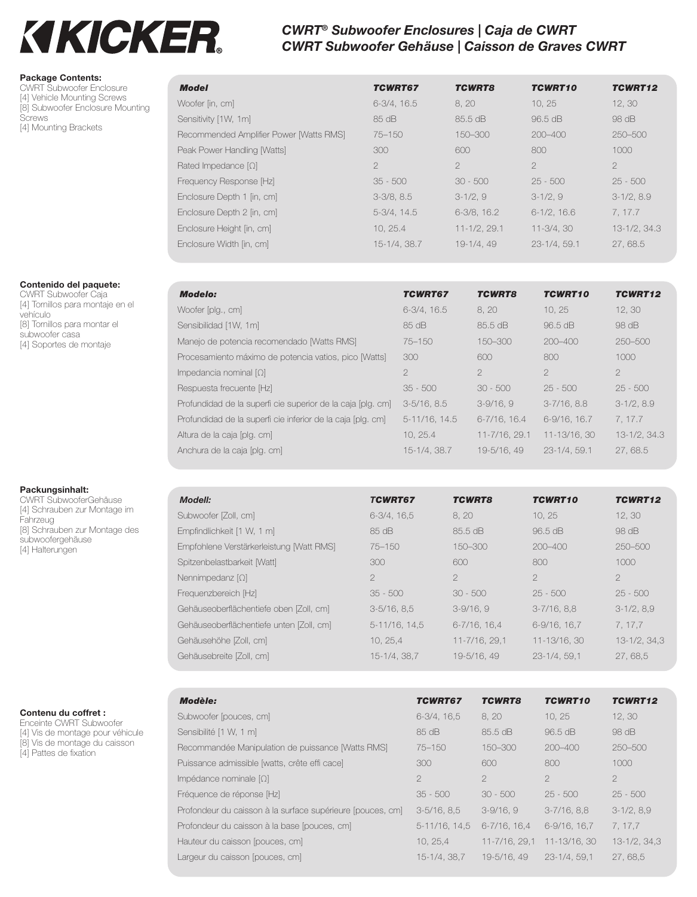# KICKER

## CWRT® Subwoofer Enclosures | Caja de CWRT
## CWRT Subwoofer Gehäuse | Caisson de Graves CWRT

**Package Contents:**
CWRT Subwoofer Enclosure
[4] Vehicle Mounting Screws
[8] Subwoofer Enclosure Mounting Screws
[4] Mounting Brackets

| *Model* | *TCWRT67* | *TCWRT8* | *TCWRT10* | *TCWRT12* |
|---|---|---|---|---|
| Woofer [in, cm] | 6-3/4, 16.5 | 8, 20 | 10, 25 | 12, 30 |
| Sensitivity [1W, 1m] | 85 dB | 85.5 dB | 96.5 dB | 98 dB |
| Recommended Amplifier Power [Watts RMS] | 75–150 | 150–300 | 200–400 | 250–500 |
| Peak Power Handling [Watts] | 300 | 600 | 800 | 1000 |
| Rated Impedance [Ω] | 2 | 2 | 2 | 2 |
| Frequency Response [Hz] | 35 - 500 | 30 - 500 | 25 - 500 | 25 - 500 |
| Enclosure Depth 1 [in, cm] | 3-3/8, 8.5 | 3-1/2, 9 | 3-1/2, 9 | 3-1/2, 8.9 |
| Enclosure Depth 2 [in, cm] | 5-3/4, 14.5 | 6-3/8, 16.2 | 6-1/2, 16.6 | 7, 17.7 |
| Enclosure Height [in, cm] | 10, 25.4 | 11-1/2, 29.1 | 11-3/4, 30 | 13-1/2, 34.3 |
| Enclosure Width [in, cm] | 15-1/4, 38.7 | 19-1/4, 49 | 23-1/4, 59.1 | 27, 68.5 |

**Contenido del paquete:**
CWRT Subwoofer Caja
[4] Tornillos para montaje en el vehículo
[8] Tornillos para montar el subwoofer casa
[4] Soportes de montaje

| *Modelo:* | *TCWRT67* | *TCWRT8* | *TCWRT10* | *TCWRT12* |
|---|---|---|---|---|
| Woofer [plg., cm] | 6-3/4, 16.5 | 8, 20 | 10, 25 | 12, 30 |
| Sensibilidad [1W, 1m] | 85 dB | 85.5 dB | 96.5 dB | 98 dB |
| Manejo de potencia recomendado [Watts RMS] | 75–150 | 150–300 | 200–400 | 250–500 |
| Procesamiento máximo de potencia vatios, pico [Watts] | 300 | 600 | 800 | 1000 |
| Impedancia nominal [Ω] | 2 | 2 | 2 | 2 |
| Respuesta frecuente [Hz] | 35 - 500 | 30 - 500 | 25 - 500 | 25 - 500 |
| Profundidad de la superfi cie superior de la caja [plg. cm] | 3-5/16, 8.5 | 3-9/16, 9 | 3-7/16, 8.8 | 3-1/2, 8.9 |
| Profundidad de la superfi cie inferior de la caja [plg. cm] | 5-11/16, 14.5 | 6-7/16, 16.4 | 6-9/16, 16.7 | 7, 17.7 |
| Altura de la caja [plg. cm] | 10, 25.4 | 11-7/16, 29.1 | 11-13/16, 30 | 13-1/2, 34.3 |
| Anchura de la caja [plg. cm] | 15-1/4, 38.7 | 19-5/16, 49 | 23-1/4, 59.1 | 27, 68.5 |

**Packungsinhalt:**
CWRT SubwooferGehäuse
[4] Schrauben zur Montage im Fahrzeug
[8] Schrauben zur Montage des subwoofergehäuse
[4] Halterungen

| *Modell:* | *TCWRT67* | *TCWRT8* | *TCWRT10* | *TCWRT12* |
|---|---|---|---|---|
| Subwoofer [Zoll, cm] | 6-3/4, 16,5 | 8, 20 | 10, 25 | 12, 30 |
| Empfindlichkeit [1 W, 1 m] | 85 dB | 85.5 dB | 96.5 dB | 98 dB |
| Empfohlene Verstärkerleistung [Watt RMS] | 75–150 | 150–300 | 200–400 | 250–500 |
| Spitzenbelastbarkeit [Watt] | 300 | 600 | 800 | 1000 |
| Nennimpedanz [Ω] | 2 | 2 | 2 | 2 |
| Frequenzbereich [Hz] | 35 - 500 | 30 - 500 | 25 - 500 | 25 - 500 |
| Gehäuseoberflächentiefe oben [Zoll, cm] | 3-5/16, 8,5 | 3-9/16, 9 | 3-7/16, 8,8 | 3-1/2, 8,9 |
| Gehäuseoberflächentiefe unten [Zoll, cm] | 5-11/16, 14,5 | 6-7/16, 16,4 | 6-9/16, 16,7 | 7, 17,7 |
| Gehäusehöhe [Zoll, cm] | 10, 25,4 | 11-7/16, 29,1 | 11-13/16, 30 | 13-1/2, 34,3 |
| Gehäusebreite [Zoll, cm] | 15-1/4, 38,7 | 19-5/16, 49 | 23-1/4, 59,1 | 27, 68,5 |

**Contenu du coffret :**
Enceinte CWRT Subwoofer
[4] Vis de montage pour véhicule
[8] Vis de montage du caisson
[4] Pattes de fixation

| *Modèle:* | *TCWRT67* | *TCWRT8* | *TCWRT10* | *TCWRT12* |
|---|---|---|---|---|
| Subwoofer [pouces, cm] | 6-3/4, 16,5 | 8, 20 | 10, 25 | 12, 30 |
| Sensibilité [1 W, 1 m] | 85 dB | 85.5 dB | 96.5 dB | 98 dB |
| Recommandée Manipulation de puissance [Watts RMS] | 75–150 | 150–300 | 200–400 | 250–500 |
| Puissance admissible [watts, crête effi cace] | 300 | 600 | 800 | 1000 |
| Impédance nominale [Ω] | 2 | 2 | 2 | 2 |
| Fréquence de réponse [Hz] | 35 - 500 | 30 - 500 | 25 - 500 | 25 - 500 |
| Profondeur du caisson à la surface supérieure [pouces, cm] | 3-5/16, 8,5 | 3-9/16, 9 | 3-7/16, 8,8 | 3-1/2, 8,9 |
| Profondeur du caisson à la base [pouces, cm] | 5-11/16, 14,5 | 6-7/16, 16,4 | 6-9/16, 16,7 | 7, 17,7 |
| Hauteur du caisson [pouces, cm] | 10, 25,4 | 11-7/16, 29,1 | 11-13/16, 30 | 13-1/2, 34,3 |
| Largeur du caisson [pouces, cm] | 15-1/4, 38,7 | 19-5/16, 49 | 23-1/4, 59,1 | 27, 68,5 |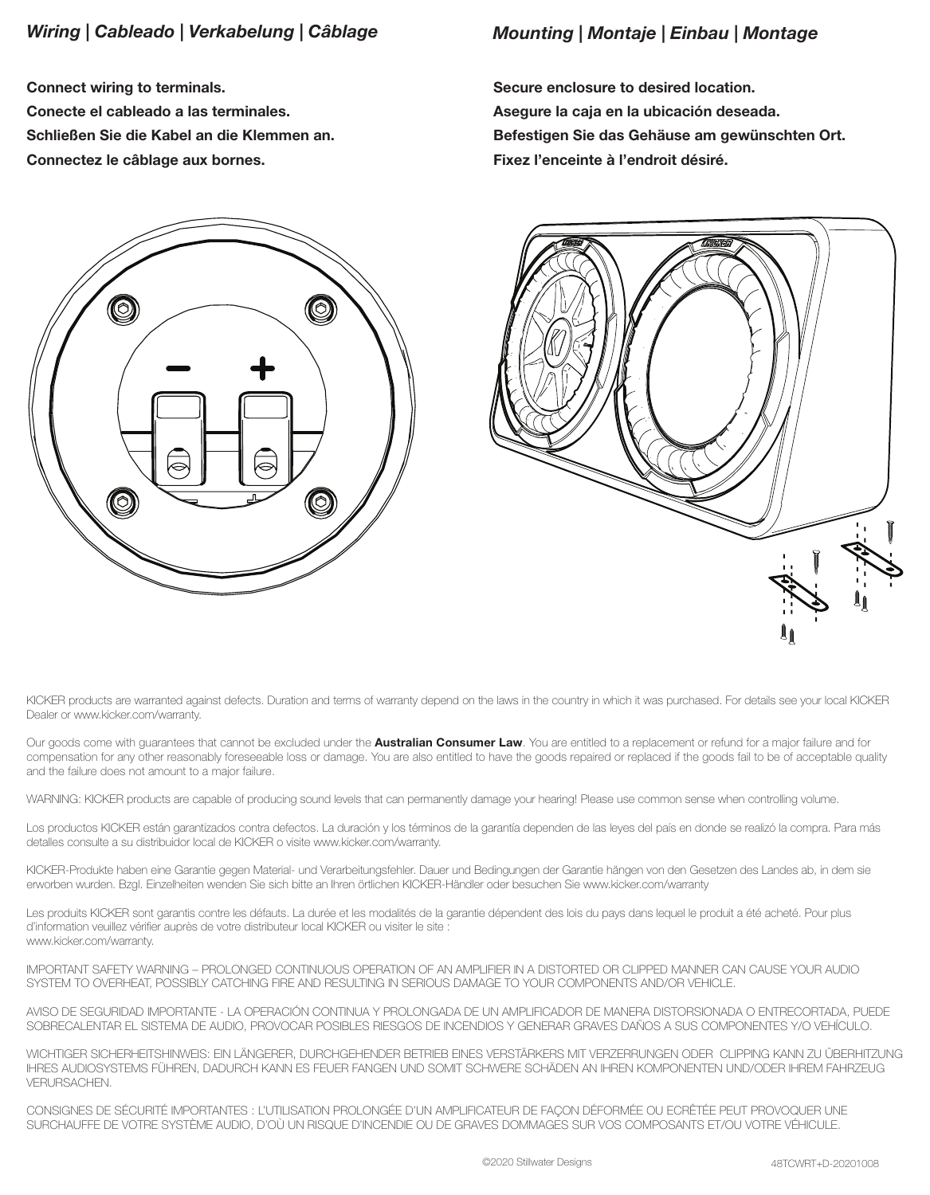## *Wiring | Cableado | Verkabelung | Câblage*

**Connect wiring to terminals.**
**Conecte el cableado a las terminales.**
**Schließen Sie die Kabel an die Klemmen an.**
**Connectez le câblage aux bornes.**

## *Mounting | Montaje | Einbau | Montage*

**Secure enclosure to desired location.**
**Asegure la caja en la ubicación deseada.**
**Befestigen Sie das Gehäuse am gewünschten Ort.**
**Fixez l'enceinte à l'endroit désiré.**

KICKER products are warranted against defects. Duration and terms of warranty depend on the laws in the country in which it was purchased. For details see your local KICKER Dealer or www.kicker.com/warranty.

Our goods come with guarantees that cannot be excluded under the **Australian Consumer Law**. You are entitled to a replacement or refund for a major failure and for compensation for any other reasonably foreseeable loss or damage. You are also entitled to have the goods repaired or replaced if the goods fail to be of acceptable quality and the failure does not amount to a major failure.

WARNING: KICKER products are capable of producing sound levels that can permanently damage your hearing! Please use common sense when controlling volume.

Los productos KICKER están garantizados contra defectos. La duración y los términos de la garantía dependen de las leyes del país en donde se realizó la compra. Para más detalles consulte a su distribuidor local de KICKER o visite www.kicker.com/warranty.

KICKER-Produkte haben eine Garantie gegen Material- und Verarbeitungsfehler. Dauer und Bedingungen der Garantie hängen von den Gesetzen des Landes ab, in dem sie erworben wurden. Bzgl. Einzelheiten wenden Sie sich bitte an Ihren örtlichen KICKER-Händler oder besuchen Sie www.kicker.com/warranty

Les produits KICKER sont garantis contre les défauts. La durée et les modalités de la garantie dépendent des lois du pays dans lequel le produit a été acheté. Pour plus d'information veuillez vérifier auprès de votre distributeur local KICKER ou visiter le site :
www.kicker.com/warranty.

IMPORTANT SAFETY WARNING – PROLONGED CONTINUOUS OPERATION OF AN AMPLIFIER IN A DISTORTED OR CLIPPED MANNER CAN CAUSE YOUR AUDIO SYSTEM TO OVERHEAT, POSSIBLY CATCHING FIRE AND RESULTING IN SERIOUS DAMAGE TO YOUR COMPONENTS AND/OR VEHICLE.

AVISO DE SEGURIDAD IMPORTANTE - LA OPERACIÓN CONTINUA Y PROLONGADA DE UN AMPLIFICADOR DE MANERA DISTORSIONADA O ENTRECORTADA, PUEDE SOBRECALENTAR EL SISTEMA DE AUDIO, PROVOCAR POSIBLES RIESGOS DE INCENDIOS Y GENERAR GRAVES DAÑOS A SUS COMPONENTES Y/O VEHÍCULO.

WICHTIGER SICHERHEITSHINWEIS: EIN LÄNGERER, DURCHGEHENDER BETRIEB EINES VERSTÄRKERS MIT VERZERRUNGEN ODER CLIPPING KANN ZU ÜBERHITZUNG IHRES AUDIOSYSTEMS FÜHREN, DADURCH KANN ES FEUER FANGEN UND SOMIT SCHWERE SCHÄDEN AN IHREN KOMPONENTEN UND/ODER IHREM FAHRZEUG VERURSACHEN.

CONSIGNES DE SÉCURITÉ IMPORTANTES : L'UTILISATION PROLONGÉE D'UN AMPLIFICATEUR DE FAÇON DÉFORMÉE OU ECRÊTÉE PEUT PROVOQUER UNE SURCHAUFFE DE VOTRE SYSTÈME AUDIO, D'OÙ UN RISQUE D'INCENDIE OU DE GRAVES DOMMAGES SUR VOS COMPOSANTS ET/OU VOTRE VÉHICULE.

©2020 Stillwater Designs

48TCWRT+D-20201008